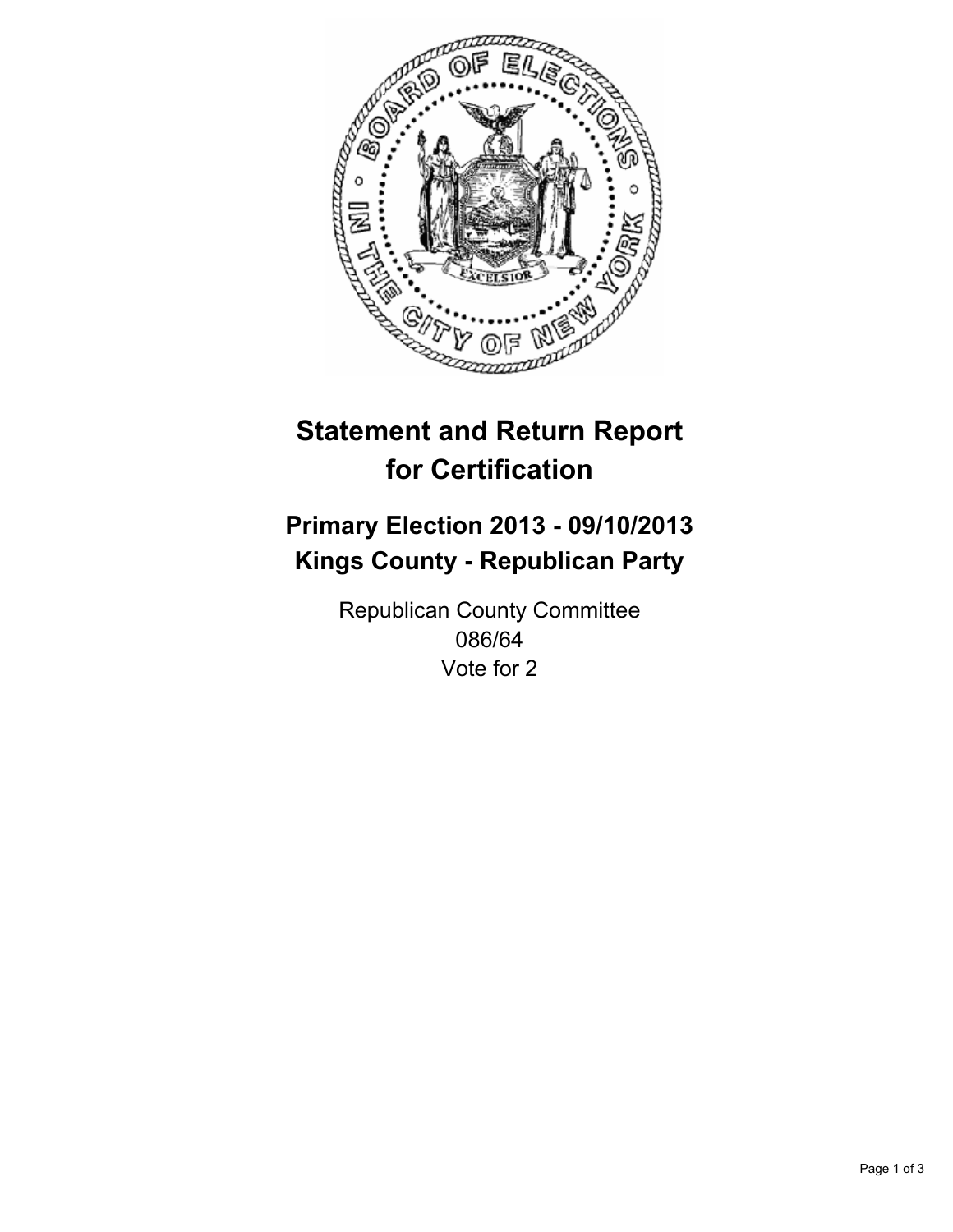# Statement and Return Report for Certification

## Primary Election 2013 - 09/10/2013
## Kings County - Republican Party

Republican County Committee
086/64
Vote for 2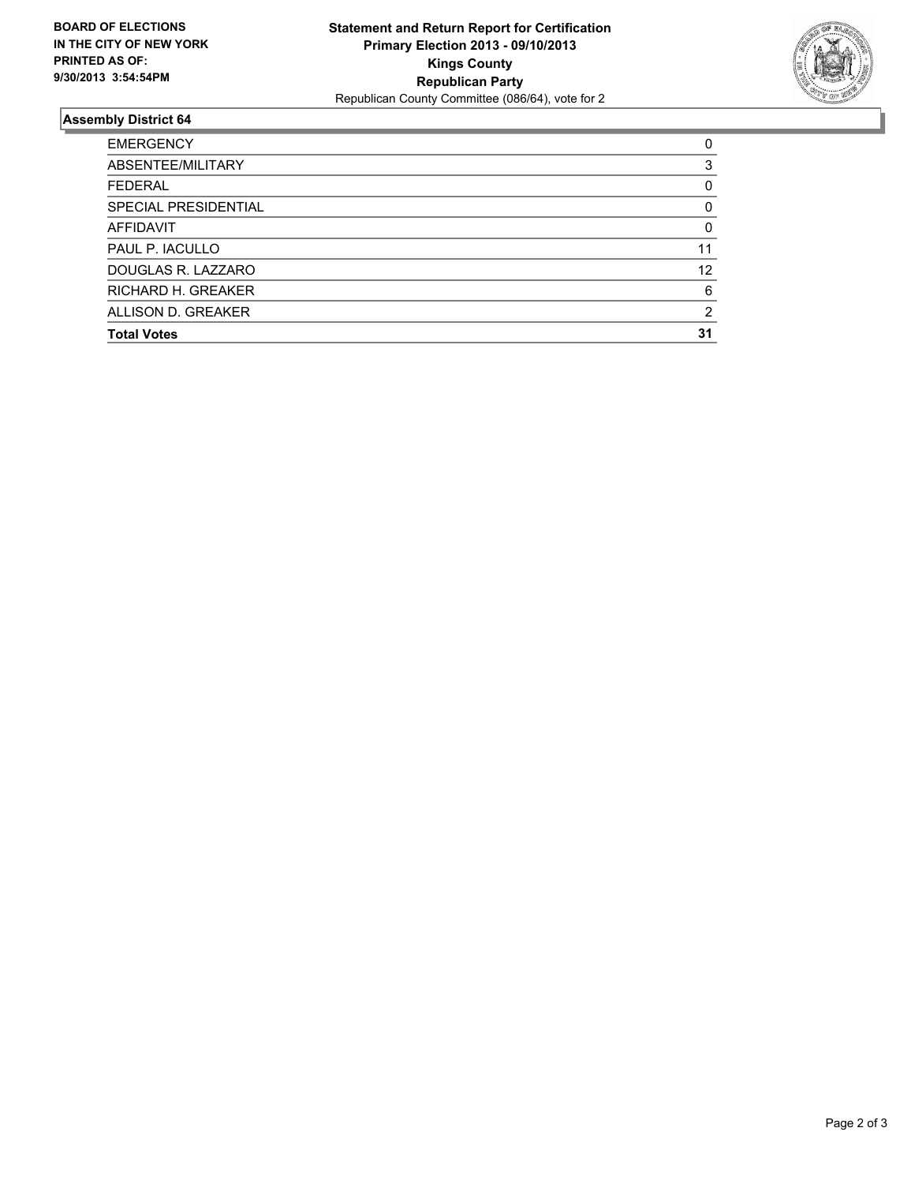**BOARD OF ELECTIONS IN THE CITY OF NEW YORK PRINTED AS OF: 9/30/2013 3:54:54PM**

**Statement and Return Report for Certification**
**Primary Election 2013 - 09/10/2013**
**Kings County**
**Republican Party**
Republican County Committee (086/64), vote for 2

## Assembly District 64

| | |
|---|---|
| EMERGENCY | 0 |
| ABSENTEE/MILITARY | 3 |
| FEDERAL | 0 |
| SPECIAL PRESIDENTIAL | 0 |
| AFFIDAVIT | 0 |
| PAUL P. IACULLO | 11 |
| DOUGLAS R. LAZZARO | 12 |
| RICHARD H. GREAKER | 6 |
| ALLISON D. GREAKER | 2 |
| **Total Votes** | **31** |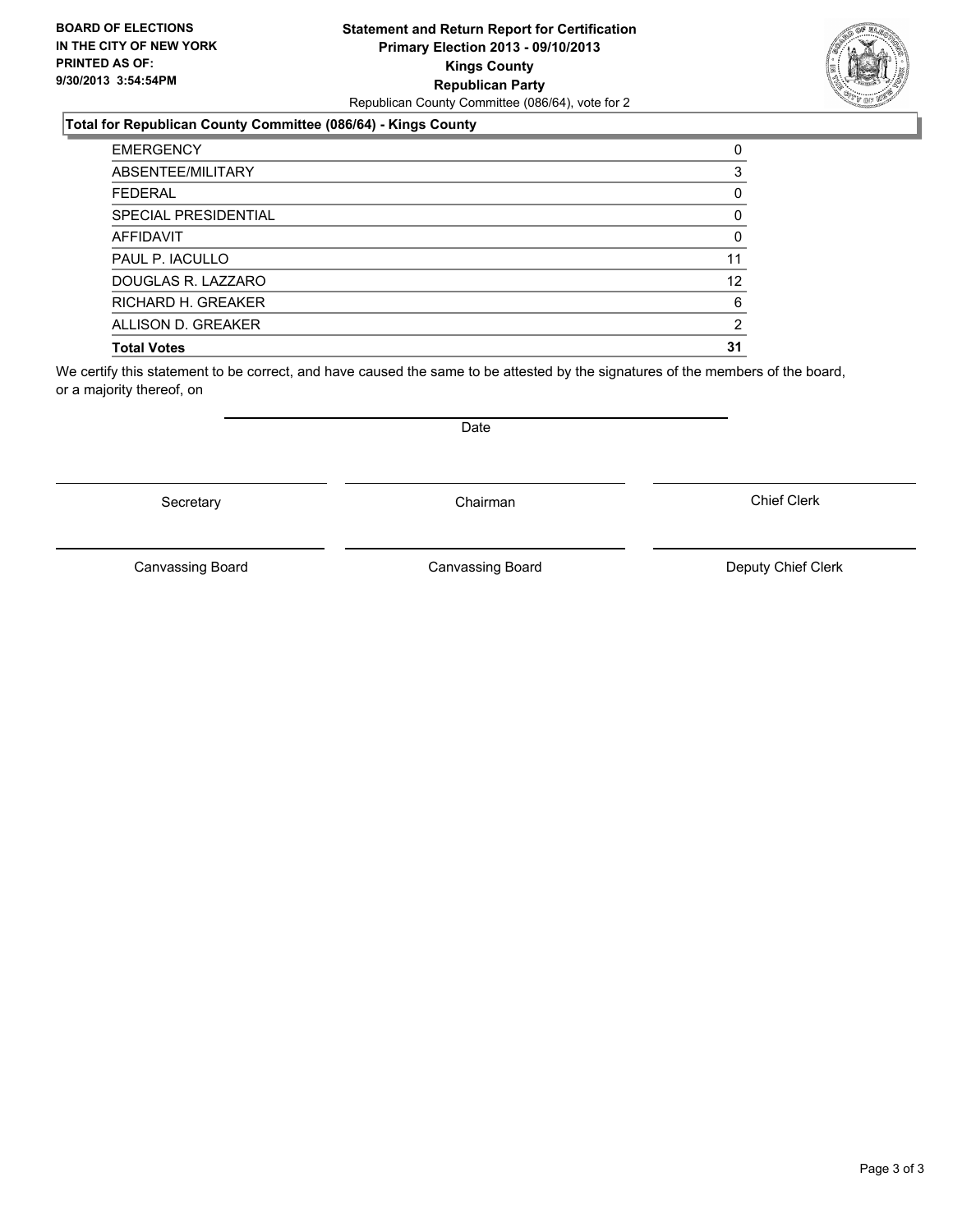**BOARD OF ELECTIONS IN THE CITY OF NEW YORK PRINTED AS OF: 9/30/2013 3:54:54PM**

**Statement and Return Report for Certification**
**Primary Election 2013 - 09/10/2013**
**Kings County**
**Republican Party**
Republican County Committee (086/64), vote for 2

### Total for Republican County Committee (086/64) - Kings County

| | |
|---|---|
| EMERGENCY | 0 |
| ABSENTEE/MILITARY | 3 |
| FEDERAL | 0 |
| SPECIAL PRESIDENTIAL | 0 |
| AFFIDAVIT | 0 |
| PAUL P. IACULLO | 11 |
| DOUGLAS R. LAZZARO | 12 |
| RICHARD H. GREAKER | 6 |
| ALLISON D. GREAKER | 2 |
| **Total Votes** | **31** |

We certify this statement to be correct, and have caused the same to be attested by the signatures of the members of the board, or a majority thereof, on

Date

Secretary

Chairman

Chief Clerk

Canvassing Board

Canvassing Board

Deputy Chief Clerk